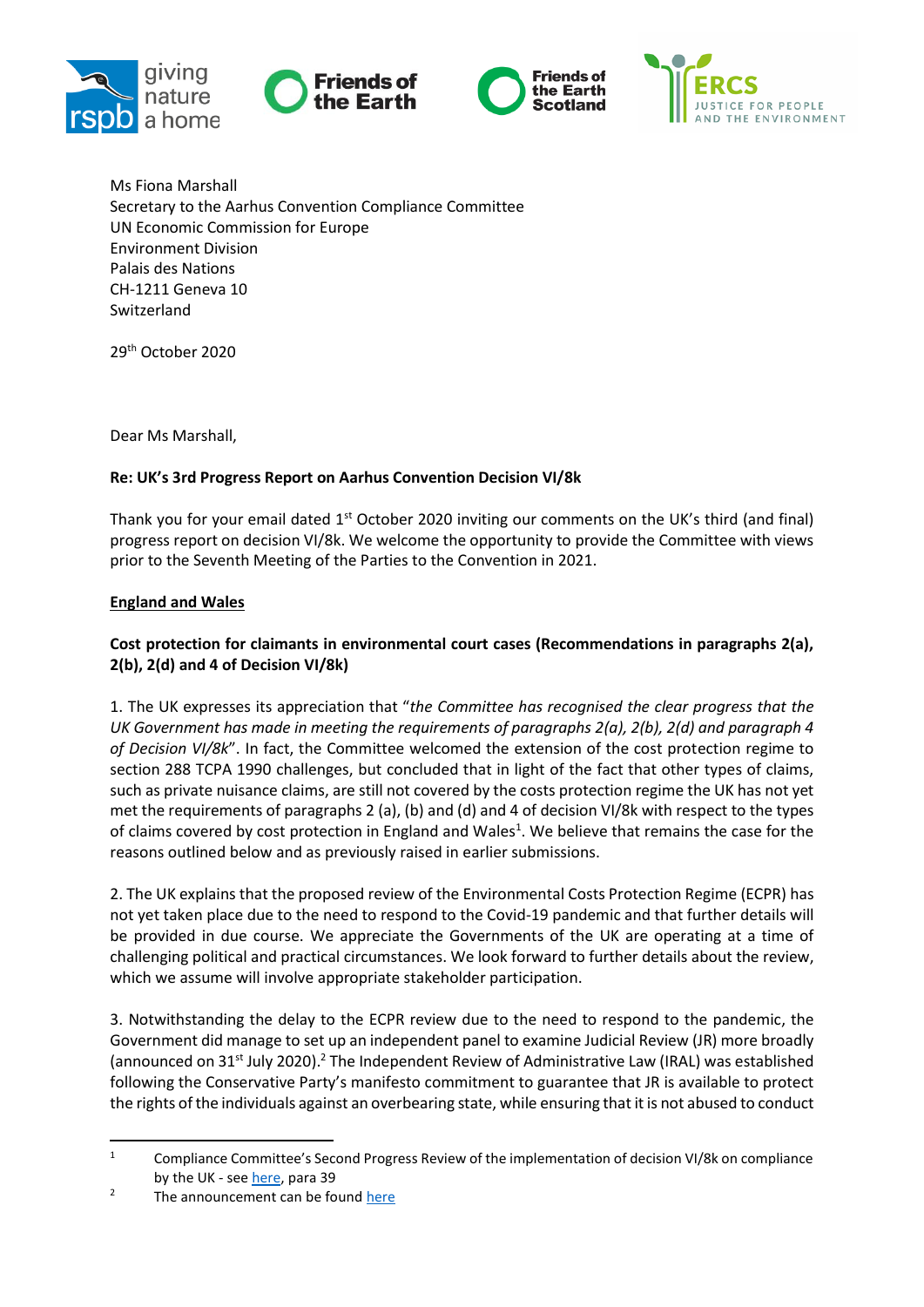Ms Fiona Marshall
Secretary to the Aarhus Convention Compliance Committee
UN Economic Commission for Europe
Environment Division
Palais des Nations
CH-1211 Geneva 10
Switzerland

29th October 2020

Dear Ms Marshall,

**Re: UK's 3rd Progress Report on Aarhus Convention Decision VI/8k**

Thank you for your email dated 1st October 2020 inviting our comments on the UK's third (and final) progress report on decision VI/8k. We welcome the opportunity to provide the Committee with views prior to the Seventh Meeting of the Parties to the Convention in 2021.

**England and Wales**

**Cost protection for claimants in environmental court cases (Recommendations in paragraphs 2(a), 2(b), 2(d) and 4 of Decision VI/8k)**

1. The UK expresses its appreciation that "*the Committee has recognised the clear progress that the UK Government has made in meeting the requirements of paragraphs 2(a), 2(b), 2(d) and paragraph 4 of Decision VI/8k*". In fact, the Committee welcomed the extension of the cost protection regime to section 288 TCPA 1990 challenges, but concluded that in light of the fact that other types of claims, such as private nuisance claims, are still not covered by the costs protection regime the UK has not yet met the requirements of paragraphs 2 (a), (b) and (d) and 4 of decision VI/8k with respect to the types of claims covered by cost protection in England and Wales[1]. We believe that remains the case for the reasons outlined below and as previously raised in earlier submissions.

2. The UK explains that the proposed review of the Environmental Costs Protection Regime (ECPR) has not yet taken place due to the need to respond to the Covid-19 pandemic and that further details will be provided in due course. We appreciate the Governments of the UK are operating at a time of challenging political and practical circumstances. We look forward to further details about the review, which we assume will involve appropriate stakeholder participation.

3. Notwithstanding the delay to the ECPR review due to the need to respond to the pandemic, the Government did manage to set up an independent panel to examine Judicial Review (JR) more broadly (announced on 31st July 2020).[2] The Independent Review of Administrative Law (IRAL) was established following the Conservative Party's manifesto commitment to guarantee that JR is available to protect the rights of the individuals against an overbearing state, while ensuring that it is not abused to conduct

[1] Compliance Committee's Second Progress Review of the implementation of decision VI/8k on compliance by the UK - see here, para 39

[2] The announcement can be found here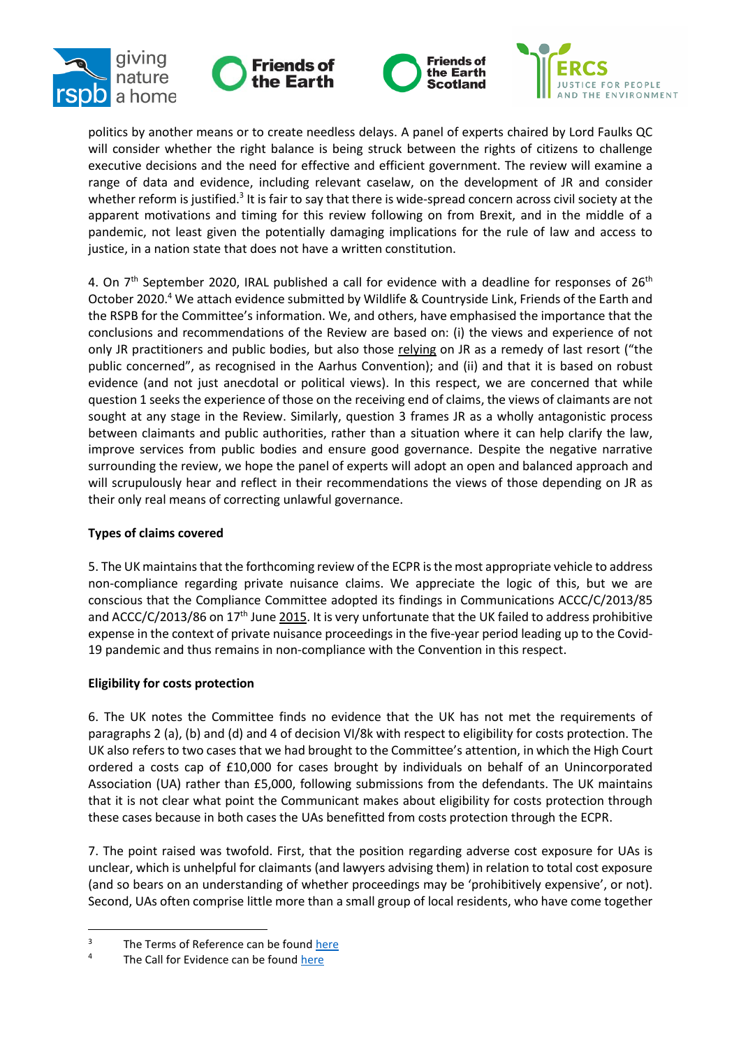politics by another means or to create needless delays. A panel of experts chaired by Lord Faulks QC will consider whether the right balance is being struck between the rights of citizens to challenge executive decisions and the need for effective and efficient government. The review will examine a range of data and evidence, including relevant caselaw, on the development of JR and consider whether reform is justified.[3] It is fair to say that there is wide-spread concern across civil society at the apparent motivations and timing for this review following on from Brexit, and in the middle of a pandemic, not least given the potentially damaging implications for the rule of law and access to justice, in a nation state that does not have a written constitution.

4. On 7[th] September 2020, IRAL published a call for evidence with a deadline for responses of 26[th] October 2020.[4] We attach evidence submitted by Wildlife & Countryside Link, Friends of the Earth and the RSPB for the Committee's information. We, and others, have emphasised the importance that the conclusions and recommendations of the Review are based on: (i) the views and experience of not only JR practitioners and public bodies, but also those relying on JR as a remedy of last resort ("the public concerned", as recognised in the Aarhus Convention); and (ii) and that it is based on robust evidence (and not just anecdotal or political views). In this respect, we are concerned that while question 1 seeks the experience of those on the receiving end of claims, the views of claimants are not sought at any stage in the Review. Similarly, question 3 frames JR as a wholly antagonistic process between claimants and public authorities, rather than a situation where it can help clarify the law, improve services from public bodies and ensure good governance. Despite the negative narrative surrounding the review, we hope the panel of experts will adopt an open and balanced approach and will scrupulously hear and reflect in their recommendations the views of those depending on JR as their only real means of correcting unlawful governance.

**Types of claims covered**

5. The UK maintains that the forthcoming review of the ECPR is the most appropriate vehicle to address non-compliance regarding private nuisance claims. We appreciate the logic of this, but we are conscious that the Compliance Committee adopted its findings in Communications ACCC/C/2013/85 and ACCC/C/2013/86 on 17[th] June 2015. It is very unfortunate that the UK failed to address prohibitive expense in the context of private nuisance proceedings in the five-year period leading up to the Covid-19 pandemic and thus remains in non-compliance with the Convention in this respect.

**Eligibility for costs protection**

6. The UK notes the Committee finds no evidence that the UK has not met the requirements of paragraphs 2 (a), (b) and (d) and 4 of decision VI/8k with respect to eligibility for costs protection. The UK also refers to two cases that we had brought to the Committee's attention, in which the High Court ordered a costs cap of £10,000 for cases brought by individuals on behalf of an Unincorporated Association (UA) rather than £5,000, following submissions from the defendants. The UK maintains that it is not clear what point the Communicant makes about eligibility for costs protection through these cases because in both cases the UAs benefitted from costs protection through the ECPR.

7. The point raised was twofold. First, that the position regarding adverse cost exposure for UAs is unclear, which is unhelpful for claimants (and lawyers advising them) in relation to total cost exposure (and so bears on an understanding of whether proceedings may be 'prohibitively expensive', or not). Second, UAs often comprise little more than a small group of local residents, who have come together

[3] The Terms of Reference can be found here

[4] The Call for Evidence can be found here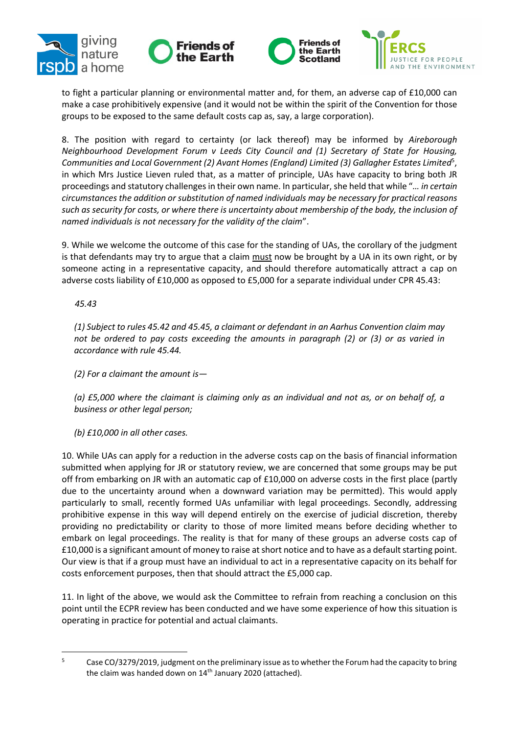to fight a particular planning or environmental matter and, for them, an adverse cap of £10,000 can make a case prohibitively expensive (and it would not be within the spirit of the Convention for those groups to be exposed to the same default costs cap as, say, a large corporation).

8. The position with regard to certainty (or lack thereof) may be informed by *Aireborough Neighbourhood Development Forum v Leeds City Council and (1) Secretary of State for Housing, Communities and Local Government (2) Avant Homes (England) Limited (3) Gallagher Estates Limited*[5], in which Mrs Justice Lieven ruled that, as a matter of principle, UAs have capacity to bring both JR proceedings and statutory challenges in their own name. In particular, she held that while "*… in certain circumstances the addition or substitution of named individuals may be necessary for practical reasons such as security for costs, or where there is uncertainty about membership of the body, the inclusion of named individuals is not necessary for the validity of the claim*".

9. While we welcome the outcome of this case for the standing of UAs, the corollary of the judgment is that defendants may try to argue that a claim must now be brought by a UA in its own right, or by someone acting in a representative capacity, and should therefore automatically attract a cap on adverse costs liability of £10,000 as opposed to £5,000 for a separate individual under CPR 45.43:

> *45.43*
>
> *(1) Subject to rules 45.42 and 45.45, a claimant or defendant in an Aarhus Convention claim may not be ordered to pay costs exceeding the amounts in paragraph (2) or (3) or as varied in accordance with rule 45.44.*
>
> *(2) For a claimant the amount is—*
>
> *(a) £5,000 where the claimant is claiming only as an individual and not as, or on behalf of, a business or other legal person;*
>
> *(b) £10,000 in all other cases.*

10. While UAs can apply for a reduction in the adverse costs cap on the basis of financial information submitted when applying for JR or statutory review, we are concerned that some groups may be put off from embarking on JR with an automatic cap of £10,000 on adverse costs in the first place (partly due to the uncertainty around when a downward variation may be permitted). This would apply particularly to small, recently formed UAs unfamiliar with legal proceedings. Secondly, addressing prohibitive expense in this way will depend entirely on the exercise of judicial discretion, thereby providing no predictability or clarity to those of more limited means before deciding whether to embark on legal proceedings. The reality is that for many of these groups an adverse costs cap of £10,000 is a significant amount of money to raise at short notice and to have as a default starting point. Our view is that if a group must have an individual to act in a representative capacity on its behalf for costs enforcement purposes, then that should attract the £5,000 cap.

11. In light of the above, we would ask the Committee to refrain from reaching a conclusion on this point until the ECPR review has been conducted and we have some experience of how this situation is operating in practice for potential and actual claimants.

---

[5] Case CO/3279/2019, judgment on the preliminary issue as to whether the Forum had the capacity to bring the claim was handed down on 14th January 2020 (attached).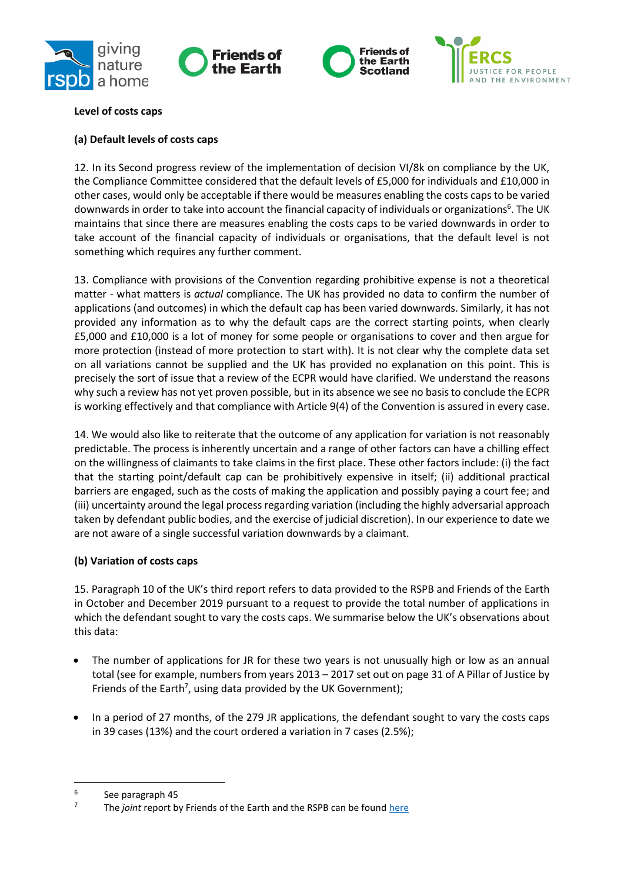**Level of costs caps**

**(a) Default levels of costs caps**

12. In its Second progress review of the implementation of decision VI/8k on compliance by the UK, the Compliance Committee considered that the default levels of £5,000 for individuals and £10,000 in other cases, would only be acceptable if there would be measures enabling the costs caps to be varied downwards in order to take into account the financial capacity of individuals or organizations[6]. The UK maintains that since there are measures enabling the costs caps to be varied downwards in order to take account of the financial capacity of individuals or organisations, that the default level is not something which requires any further comment.

13. Compliance with provisions of the Convention regarding prohibitive expense is not a theoretical matter - what matters is *actual* compliance. The UK has provided no data to confirm the number of applications (and outcomes) in which the default cap has been varied downwards. Similarly, it has not provided any information as to why the default caps are the correct starting points, when clearly £5,000 and £10,000 is a lot of money for some people or organisations to cover and then argue for more protection (instead of more protection to start with). It is not clear why the complete data set on all variations cannot be supplied and the UK has provided no explanation on this point. This is precisely the sort of issue that a review of the ECPR would have clarified. We understand the reasons why such a review has not yet proven possible, but in its absence we see no basis to conclude the ECPR is working effectively and that compliance with Article 9(4) of the Convention is assured in every case.

14. We would also like to reiterate that the outcome of any application for variation is not reasonably predictable. The process is inherently uncertain and a range of other factors can have a chilling effect on the willingness of claimants to take claims in the first place. These other factors include: (i) the fact that the starting point/default cap can be prohibitively expensive in itself; (ii) additional practical barriers are engaged, such as the costs of making the application and possibly paying a court fee; and (iii) uncertainty around the legal process regarding variation (including the highly adversarial approach taken by defendant public bodies, and the exercise of judicial discretion). In our experience to date we are not aware of a single successful variation downwards by a claimant.

**(b) Variation of costs caps**

15. Paragraph 10 of the UK's third report refers to data provided to the RSPB and Friends of the Earth in October and December 2019 pursuant to a request to provide the total number of applications in which the defendant sought to vary the costs caps. We summarise below the UK's observations about this data:

- The number of applications for JR for these two years is not unusually high or low as an annual total (see for example, numbers from years 2013 – 2017 set out on page 31 of A Pillar of Justice by Friends of the Earth[7], using data provided by the UK Government);
- In a period of 27 months, of the 279 JR applications, the defendant sought to vary the costs caps in 39 cases (13%) and the court ordered a variation in 7 cases (2.5%);

---

[6] See paragraph 45

[7] The *joint* report by Friends of the Earth and the RSPB can be found here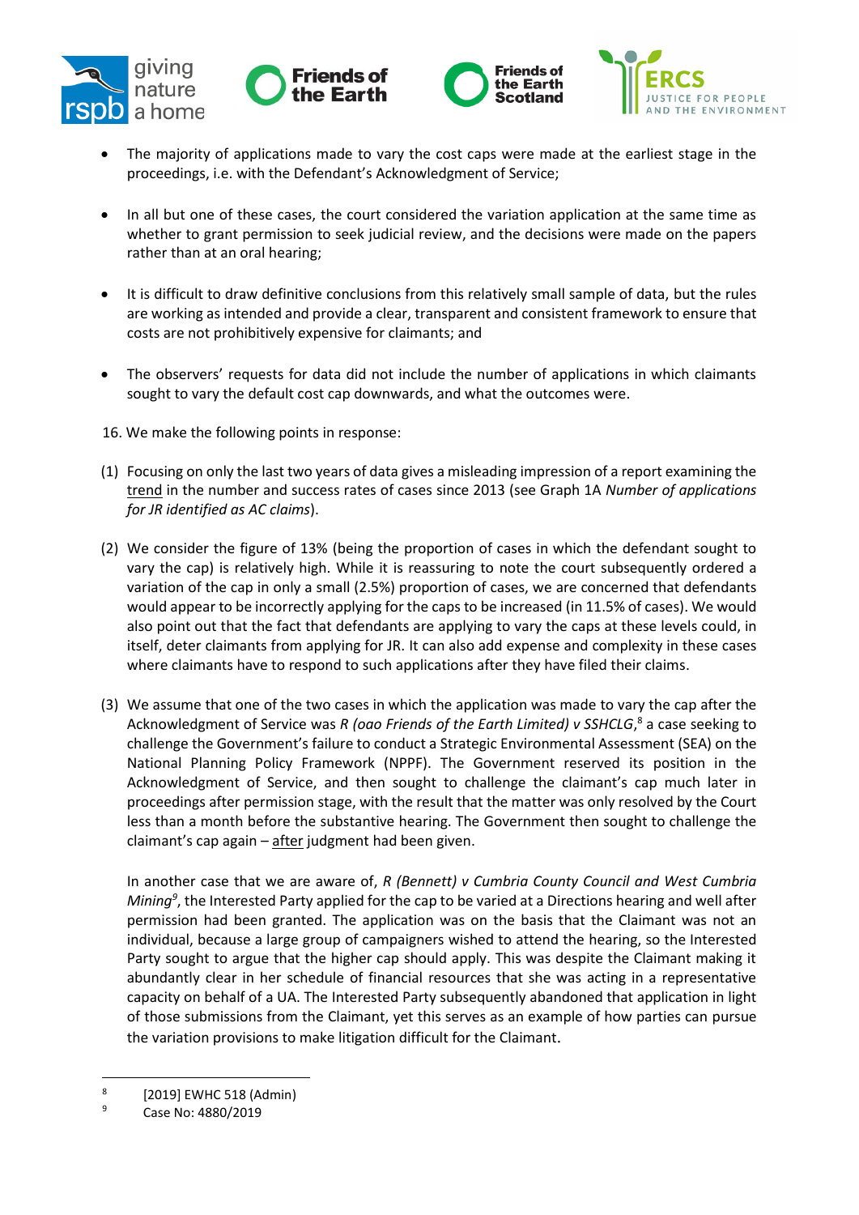- The majority of applications made to vary the cost caps were made at the earliest stage in the proceedings, i.e. with the Defendant's Acknowledgment of Service;

- In all but one of these cases, the court considered the variation application at the same time as whether to grant permission to seek judicial review, and the decisions were made on the papers rather than at an oral hearing;

- It is difficult to draw definitive conclusions from this relatively small sample of data, but the rules are working as intended and provide a clear, transparent and consistent framework to ensure that costs are not prohibitively expensive for claimants; and

- The observers' requests for data did not include the number of applications in which claimants sought to vary the default cost cap downwards, and what the outcomes were.

16. We make the following points in response:

(1) Focusing on only the last two years of data gives a misleading impression of a report examining the trend in the number and success rates of cases since 2013 (see Graph 1A *Number of applications for JR identified as AC claims*).

(2) We consider the figure of 13% (being the proportion of cases in which the defendant sought to vary the cap) is relatively high. While it is reassuring to note the court subsequently ordered a variation of the cap in only a small (2.5%) proportion of cases, we are concerned that defendants would appear to be incorrectly applying for the caps to be increased (in 11.5% of cases). We would also point out that the fact that defendants are applying to vary the caps at these levels could, in itself, deter claimants from applying for JR. It can also add expense and complexity in these cases where claimants have to respond to such applications after they have filed their claims.

(3) We assume that one of the two cases in which the application was made to vary the cap after the Acknowledgment of Service was *R (oao Friends of the Earth Limited) v SSHCLG*,[8] a case seeking to challenge the Government's failure to conduct a Strategic Environmental Assessment (SEA) on the National Planning Policy Framework (NPPF). The Government reserved its position in the Acknowledgment of Service, and then sought to challenge the claimant's cap much later in proceedings after permission stage, with the result that the matter was only resolved by the Court less than a month before the substantive hearing. The Government then sought to challenge the claimant's cap again – after judgment had been given.

In another case that we are aware of, *R (Bennett) v Cumbria County Council and West Cumbria Mining*[9], the Interested Party applied for the cap to be varied at a Directions hearing and well after permission had been granted. The application was on the basis that the Claimant was not an individual, because a large group of campaigners wished to attend the hearing, so the Interested Party sought to argue that the higher cap should apply. This was despite the Claimant making it abundantly clear in her schedule of financial resources that she was acting in a representative capacity on behalf of a UA. The Interested Party subsequently abandoned that application in light of those submissions from the Claimant, yet this serves as an example of how parties can pursue the variation provisions to make litigation difficult for the Claimant.

---

[8] [2019] EWHC 518 (Admin)

[9] Case No: 4880/2019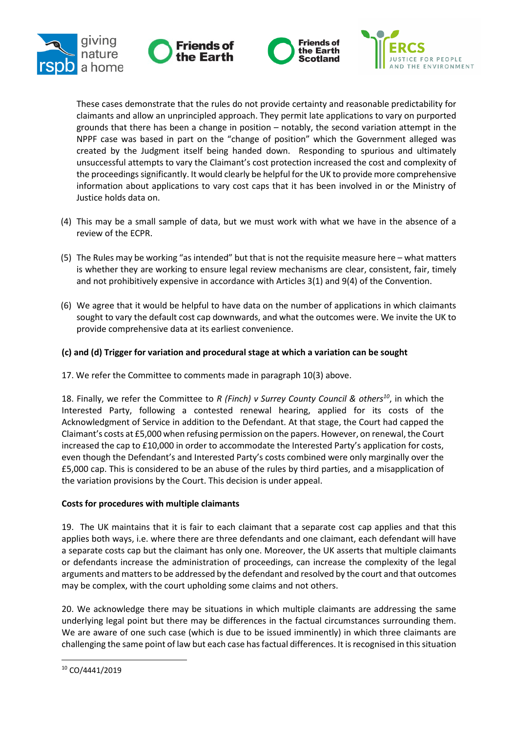These cases demonstrate that the rules do not provide certainty and reasonable predictability for claimants and allow an unprincipled approach. They permit late applications to vary on purported grounds that there has been a change in position – notably, the second variation attempt in the NPPF case was based in part on the "change of position" which the Government alleged was created by the Judgment itself being handed down. Responding to spurious and ultimately unsuccessful attempts to vary the Claimant's cost protection increased the cost and complexity of the proceedings significantly. It would clearly be helpful for the UK to provide more comprehensive information about applications to vary cost caps that it has been involved in or the Ministry of Justice holds data on.

(4) This may be a small sample of data, but we must work with what we have in the absence of a review of the ECPR.

(5) The Rules may be working "as intended" but that is not the requisite measure here – what matters is whether they are working to ensure legal review mechanisms are clear, consistent, fair, timely and not prohibitively expensive in accordance with Articles 3(1) and 9(4) of the Convention.

(6) We agree that it would be helpful to have data on the number of applications in which claimants sought to vary the default cost cap downwards, and what the outcomes were. We invite the UK to provide comprehensive data at its earliest convenience.

**(c) and (d) Trigger for variation and procedural stage at which a variation can be sought**

17. We refer the Committee to comments made in paragraph 10(3) above.

18. Finally, we refer the Committee to *R (Finch) v Surrey County Council & others*[10], in which the Interested Party, following a contested renewal hearing, applied for its costs of the Acknowledgment of Service in addition to the Defendant. At that stage, the Court had capped the Claimant's costs at £5,000 when refusing permission on the papers. However, on renewal, the Court increased the cap to £10,000 in order to accommodate the Interested Party's application for costs, even though the Defendant's and Interested Party's costs combined were only marginally over the £5,000 cap. This is considered to be an abuse of the rules by third parties, and a misapplication of the variation provisions by the Court. This decision is under appeal.

**Costs for procedures with multiple claimants**

19. The UK maintains that it is fair to each claimant that a separate cost cap applies and that this applies both ways, i.e. where there are three defendants and one claimant, each defendant will have a separate costs cap but the claimant has only one. Moreover, the UK asserts that multiple claimants or defendants increase the administration of proceedings, can increase the complexity of the legal arguments and matters to be addressed by the defendant and resolved by the court and that outcomes may be complex, with the court upholding some claims and not others.

20. We acknowledge there may be situations in which multiple claimants are addressing the same underlying legal point but there may be differences in the factual circumstances surrounding them. We are aware of one such case (which is due to be issued imminently) in which three claimants are challenging the same point of law but each case has factual differences. It is recognised in this situation

[10] CO/4441/2019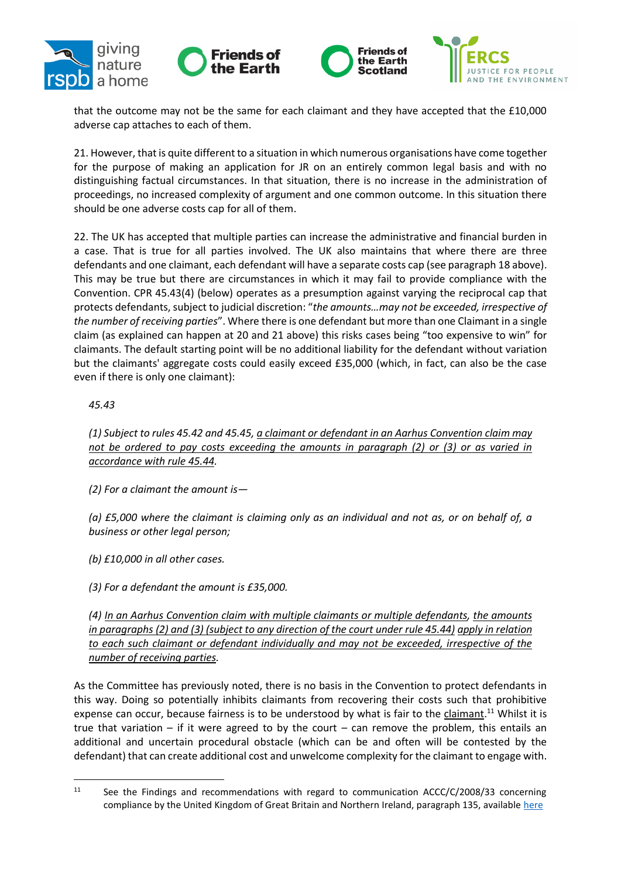that the outcome may not be the same for each claimant and they have accepted that the £10,000 adverse cap attaches to each of them.

21. However, that is quite different to a situation in which numerous organisations have come together for the purpose of making an application for JR on an entirely common legal basis and with no distinguishing factual circumstances. In that situation, there is no increase in the administration of proceedings, no increased complexity of argument and one common outcome. In this situation there should be one adverse costs cap for all of them.

22. The UK has accepted that multiple parties can increase the administrative and financial burden in a case. That is true for all parties involved. The UK also maintains that where there are three defendants and one claimant, each defendant will have a separate costs cap (see paragraph 18 above). This may be true but there are circumstances in which it may fail to provide compliance with the Convention. CPR 45.43(4) (below) operates as a presumption against varying the reciprocal cap that protects defendants, subject to judicial discretion: "*the amounts…may not be exceeded, irrespective of the number of receiving parties*". Where there is one defendant but more than one Claimant in a single claim (as explained can happen at 20 and 21 above) this risks cases being "too expensive to win" for claimants. The default starting point will be no additional liability for the defendant without variation but the claimants' aggregate costs could easily exceed £35,000 (which, in fact, can also be the case even if there is only one claimant):

> *45.43*
>
> *(1) Subject to rules 45.42 and 45.45, <u>a claimant or defendant in an Aarhus Convention claim may not be ordered to pay costs exceeding the amounts in paragraph (2) or (3) or as varied in accordance with rule 45.44</u>.*
>
> *(2) For a claimant the amount is—*
>
> *(a) £5,000 where the claimant is claiming only as an individual and not as, or on behalf of, a business or other legal person;*
>
> *(b) £10,000 in all other cases.*
>
> *(3) For a defendant the amount is £35,000.*
>
> *(4) <u>In an Aarhus Convention claim with multiple claimants or multiple defendants</u>, <u>the amounts in paragraphs (2) and (3) (subject to any direction of the court under rule 45.44)</u> <u>apply in relation to each such claimant or defendant individually and may not be exceeded, irrespective of the number of receiving parties</u>.*

As the Committee has previously noted, there is no basis in the Convention to protect defendants in this way. Doing so potentially inhibits claimants from recovering their costs such that prohibitive expense can occur, because fairness is to be understood by what is fair to the <u>claimant</u>.[11] Whilst it is true that variation – if it were agreed to by the court – can remove the problem, this entails an additional and uncertain procedural obstacle (which can be and often will be contested by the defendant) that can create additional cost and unwelcome complexity for the claimant to engage with.

---

[11] See the Findings and recommendations with regard to communication ACCC/C/2008/33 concerning compliance by the United Kingdom of Great Britain and Northern Ireland, paragraph 135, available here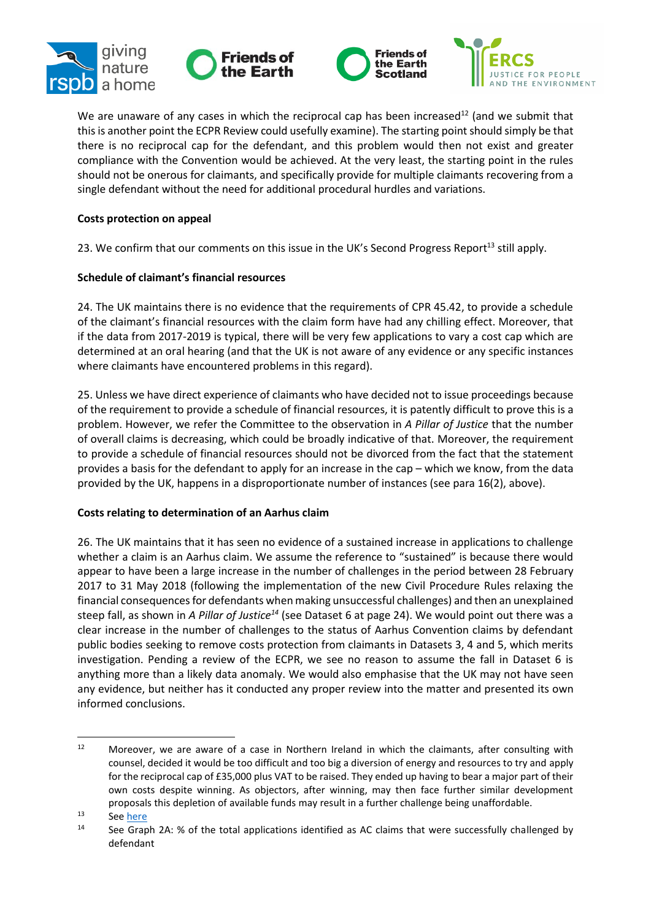We are unaware of any cases in which the reciprocal cap has been increased[12] (and we submit that this is another point the ECPR Review could usefully examine). The starting point should simply be that there is no reciprocal cap for the defendant, and this problem would then not exist and greater compliance with the Convention would be achieved. At the very least, the starting point in the rules should not be onerous for claimants, and specifically provide for multiple claimants recovering from a single defendant without the need for additional procedural hurdles and variations.

**Costs protection on appeal**

23. We confirm that our comments on this issue in the UK's Second Progress Report[13] still apply.

**Schedule of claimant's financial resources**

24. The UK maintains there is no evidence that the requirements of CPR 45.42, to provide a schedule of the claimant's financial resources with the claim form have had any chilling effect. Moreover, that if the data from 2017-2019 is typical, there will be very few applications to vary a cost cap which are determined at an oral hearing (and that the UK is not aware of any evidence or any specific instances where claimants have encountered problems in this regard).

25. Unless we have direct experience of claimants who have decided not to issue proceedings because of the requirement to provide a schedule of financial resources, it is patently difficult to prove this is a problem. However, we refer the Committee to the observation in *A Pillar of Justice* that the number of overall claims is decreasing, which could be broadly indicative of that. Moreover, the requirement to provide a schedule of financial resources should not be divorced from the fact that the statement provides a basis for the defendant to apply for an increase in the cap – which we know, from the data provided by the UK, happens in a disproportionate number of instances (see para 16(2), above).

**Costs relating to determination of an Aarhus claim**

26. The UK maintains that it has seen no evidence of a sustained increase in applications to challenge whether a claim is an Aarhus claim. We assume the reference to "sustained" is because there would appear to have been a large increase in the number of challenges in the period between 28 February 2017 to 31 May 2018 (following the implementation of the new Civil Procedure Rules relaxing the financial consequences for defendants when making unsuccessful challenges) and then an unexplained steep fall, as shown in *A Pillar of Justice*[14] (see Dataset 6 at page 24). We would point out there was a clear increase in the number of challenges to the status of Aarhus Convention claims by defendant public bodies seeking to remove costs protection from claimants in Datasets 3, 4 and 5, which merits investigation. Pending a review of the ECPR, we see no reason to assume the fall in Dataset 6 is anything more than a likely data anomaly. We would also emphasise that the UK may not have seen any evidence, but neither has it conducted any proper review into the matter and presented its own informed conclusions.

---

[12] Moreover, we are aware of a case in Northern Ireland in which the claimants, after consulting with counsel, decided it would be too difficult and too big a diversion of energy and resources to try and apply for the reciprocal cap of £35,000 plus VAT to be raised. They ended up having to bear a major part of their own costs despite winning. As objectors, after winning, may then face further similar development proposals this depletion of available funds may result in a further challenge being unaffordable.

[13] See [here]()

[14] See Graph 2A: % of the total applications identified as AC claims that were successfully challenged by defendant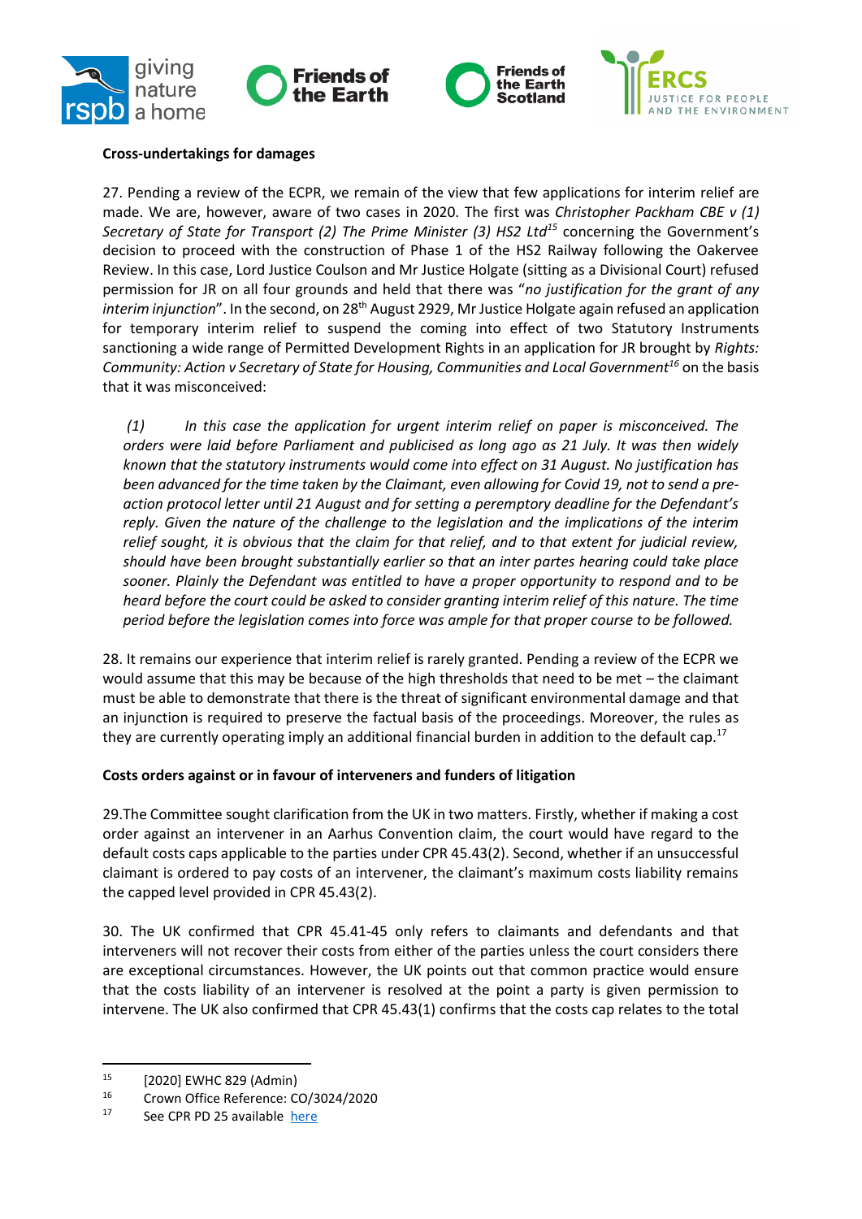**Cross-undertakings for damages**

27. Pending a review of the ECPR, we remain of the view that few applications for interim relief are made. We are, however, aware of two cases in 2020. The first was *Christopher Packham CBE v (1) Secretary of State for Transport (2) The Prime Minister (3) HS2 Ltd*[15] concerning the Government's decision to proceed with the construction of Phase 1 of the HS2 Railway following the Oakervee Review. In this case, Lord Justice Coulson and Mr Justice Holgate (sitting as a Divisional Court) refused permission for JR on all four grounds and held that there was "*no justification for the grant of any interim injunction*". In the second, on 28th August 2929, Mr Justice Holgate again refused an application for temporary interim relief to suspend the coming into effect of two Statutory Instruments sanctioning a wide range of Permitted Development Rights in an application for JR brought by *Rights: Community: Action v Secretary of State for Housing, Communities and Local Government*[16] on the basis that it was misconceived:

> *(1) In this case the application for urgent interim relief on paper is misconceived. The orders were laid before Parliament and publicised as long ago as 21 July. It was then widely known that the statutory instruments would come into effect on 31 August. No justification has been advanced for the time taken by the Claimant, even allowing for Covid 19, not to send a pre-action protocol letter until 21 August and for setting a peremptory deadline for the Defendant's reply. Given the nature of the challenge to the legislation and the implications of the interim relief sought, it is obvious that the claim for that relief, and to that extent for judicial review, should have been brought substantially earlier so that an inter partes hearing could take place sooner. Plainly the Defendant was entitled to have a proper opportunity to respond and to be heard before the court could be asked to consider granting interim relief of this nature. The time period before the legislation comes into force was ample for that proper course to be followed.*

28. It remains our experience that interim relief is rarely granted. Pending a review of the ECPR we would assume that this may be because of the high thresholds that need to be met – the claimant must be able to demonstrate that there is the threat of significant environmental damage and that an injunction is required to preserve the factual basis of the proceedings. Moreover, the rules as they are currently operating imply an additional financial burden in addition to the default cap.[17]

**Costs orders against or in favour of interveners and funders of litigation**

29.The Committee sought clarification from the UK in two matters. Firstly, whether if making a cost order against an intervener in an Aarhus Convention claim, the court would have regard to the default costs caps applicable to the parties under CPR 45.43(2). Second, whether if an unsuccessful claimant is ordered to pay costs of an intervener, the claimant's maximum costs liability remains the capped level provided in CPR 45.43(2).

30. The UK confirmed that CPR 45.41-45 only refers to claimants and defendants and that interveners will not recover their costs from either of the parties unless the court considers there are exceptional circumstances. However, the UK points out that common practice would ensure that the costs liability of an intervener is resolved at the point a party is given permission to intervene. The UK also confirmed that CPR 45.43(1) confirms that the costs cap relates to the total

---

[15] [2020] EWHC 829 (Admin)

[16] Crown Office Reference: CO/3024/2020

[17] See CPR PD 25 available here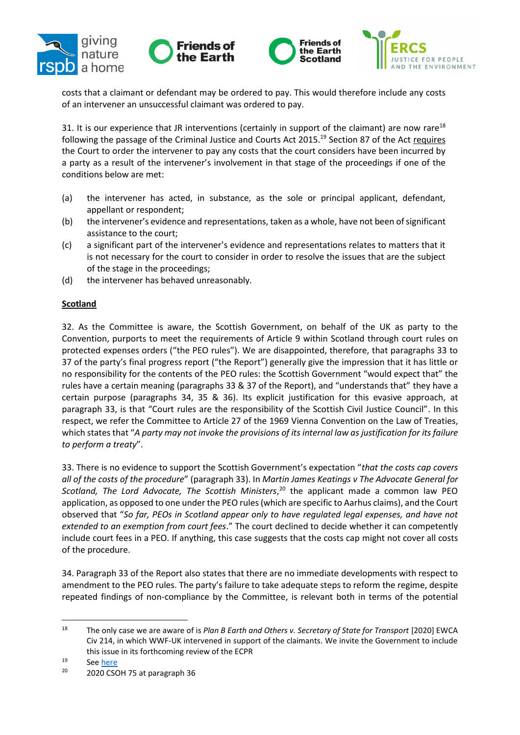costs that a claimant or defendant may be ordered to pay. This would therefore include any costs of an intervener an unsuccessful claimant was ordered to pay.

31. It is our experience that JR interventions (certainly in support of the claimant) are now rare[18] following the passage of the Criminal Justice and Courts Act 2015.[19] Section 87 of the Act requires the Court to order the intervener to pay any costs that the court considers have been incurred by a party as a result of the intervener's involvement in that stage of the proceedings if one of the conditions below are met:

(a) the intervener has acted, in substance, as the sole or principal applicant, defendant, appellant or respondent;
(b) the intervener's evidence and representations, taken as a whole, have not been of significant assistance to the court;
(c) a significant part of the intervener's evidence and representations relates to matters that it is not necessary for the court to consider in order to resolve the issues that are the subject of the stage in the proceedings;
(d) the intervener has behaved unreasonably.

**Scotland**

32. As the Committee is aware, the Scottish Government, on behalf of the UK as party to the Convention, purports to meet the requirements of Article 9 within Scotland through court rules on protected expenses orders ("the PEO rules"). We are disappointed, therefore, that paragraphs 33 to 37 of the party's final progress report ("the Report") generally give the impression that it has little or no responsibility for the contents of the PEO rules: the Scottish Government "would expect that" the rules have a certain meaning (paragraphs 33 & 37 of the Report), and "understands that" they have a certain purpose (paragraphs 34, 35 & 36). Its explicit justification for this evasive approach, at paragraph 33, is that "Court rules are the responsibility of the Scottish Civil Justice Council". In this respect, we refer the Committee to Article 27 of the 1969 Vienna Convention on the Law of Treaties, which states that "*A party may not invoke the provisions of its internal law as justification for its failure to perform a treaty*".

33. There is no evidence to support the Scottish Government's expectation "*that the costs cap covers all of the costs of the procedure*" (paragraph 33). In *Martin James Keatings v The Advocate General for Scotland, The Lord Advocate, The Scottish Ministers*,[20] the applicant made a common law PEO application, as opposed to one under the PEO rules (which are specific to Aarhus claims), and the Court observed that "*So far, PEOs in Scotland appear only to have regulated legal expenses, and have not extended to an exemption from court fees*." The court declined to decide whether it can competently include court fees in a PEO. If anything, this case suggests that the costs cap might not cover all costs of the procedure.

34. Paragraph 33 of the Report also states that there are no immediate developments with respect to amendment to the PEO rules. The party's failure to take adequate steps to reform the regime, despite repeated findings of non-compliance by the Committee, is relevant both in terms of the potential

---

[18] The only case we are aware of is *Plan B Earth and Others v. Secretary of State for Transport* [2020] EWCA Civ 214, in which WWF-UK intervened in support of the claimants. We invite the Government to include this issue in its forthcoming review of the ECPR

[19] See here

[20] 2020 CSOH 75 at paragraph 36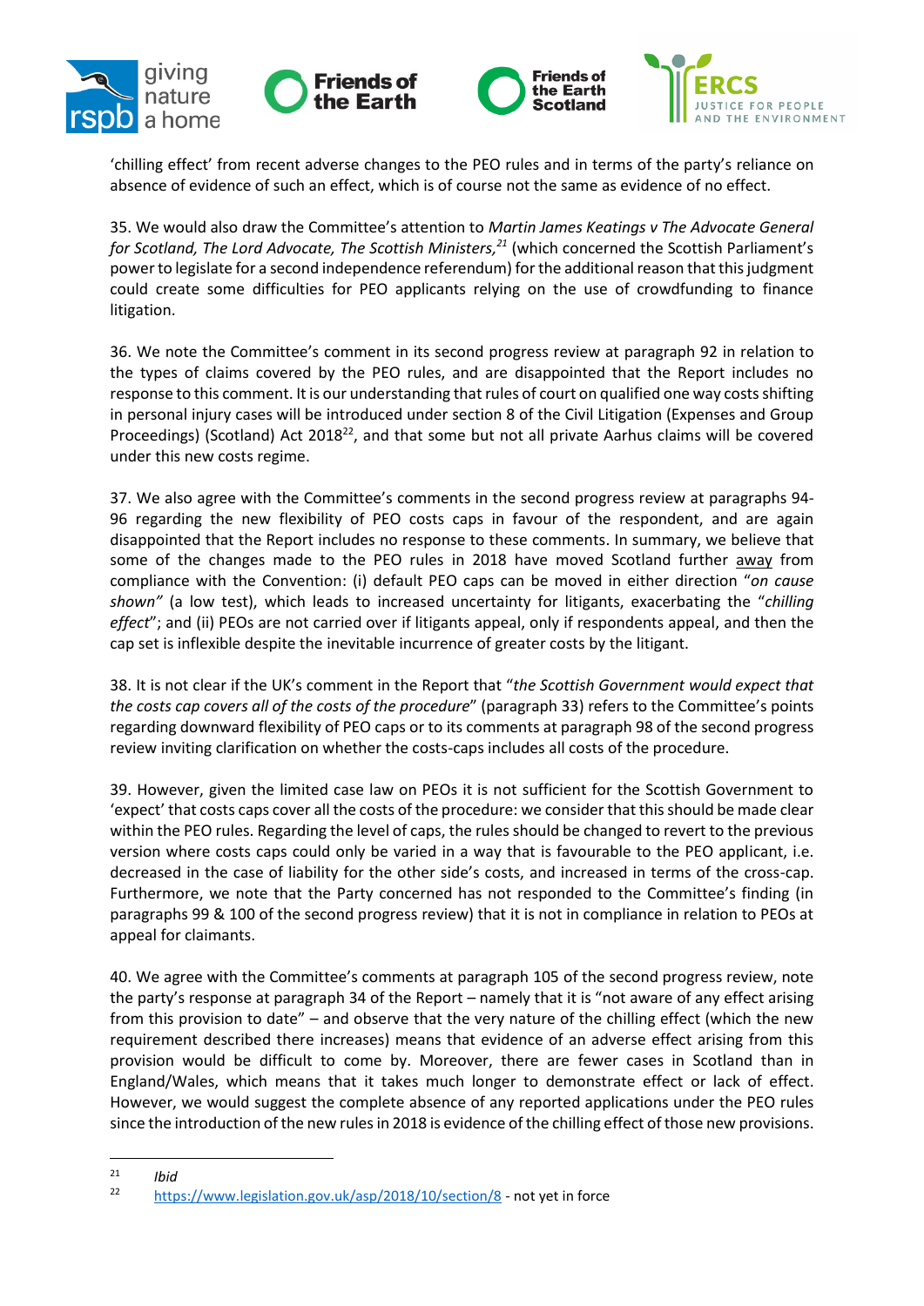'chilling effect' from recent adverse changes to the PEO rules and in terms of the party's reliance on absence of evidence of such an effect, which is of course not the same as evidence of no effect.

35. We would also draw the Committee's attention to *Martin James Keatings v The Advocate General for Scotland, The Lord Advocate, The Scottish Ministers,*[21] (which concerned the Scottish Parliament's power to legislate for a second independence referendum) for the additional reason that this judgment could create some difficulties for PEO applicants relying on the use of crowdfunding to finance litigation.

36. We note the Committee's comment in its second progress review at paragraph 92 in relation to the types of claims covered by the PEO rules, and are disappointed that the Report includes no response to this comment. It is our understanding that rules of court on qualified one way costs shifting in personal injury cases will be introduced under section 8 of the Civil Litigation (Expenses and Group Proceedings) (Scotland) Act 2018[22], and that some but not all private Aarhus claims will be covered under this new costs regime.

37. We also agree with the Committee's comments in the second progress review at paragraphs 94-96 regarding the new flexibility of PEO costs caps in favour of the respondent, and are again disappointed that the Report includes no response to these comments. In summary, we believe that some of the changes made to the PEO rules in 2018 have moved Scotland further away from compliance with the Convention: (i) default PEO caps can be moved in either direction "*on cause shown"* (a low test), which leads to increased uncertainty for litigants, exacerbating the "*chilling effect*"; and (ii) PEOs are not carried over if litigants appeal, only if respondents appeal, and then the cap set is inflexible despite the inevitable incurrence of greater costs by the litigant.

38. It is not clear if the UK's comment in the Report that "*the Scottish Government would expect that the costs cap covers all of the costs of the procedure*" (paragraph 33) refers to the Committee's points regarding downward flexibility of PEO caps or to its comments at paragraph 98 of the second progress review inviting clarification on whether the costs-caps includes all costs of the procedure.

39. However, given the limited case law on PEOs it is not sufficient for the Scottish Government to 'expect' that costs caps cover all the costs of the procedure: we consider that this should be made clear within the PEO rules. Regarding the level of caps, the rules should be changed to revert to the previous version where costs caps could only be varied in a way that is favourable to the PEO applicant, i.e. decreased in the case of liability for the other side's costs, and increased in terms of the cross-cap. Furthermore, we note that the Party concerned has not responded to the Committee's finding (in paragraphs 99 & 100 of the second progress review) that it is not in compliance in relation to PEOs at appeal for claimants.

40. We agree with the Committee's comments at paragraph 105 of the second progress review, note the party's response at paragraph 34 of the Report – namely that it is "not aware of any effect arising from this provision to date" – and observe that the very nature of the chilling effect (which the new requirement described there increases) means that evidence of an adverse effect arising from this provision would be difficult to come by. Moreover, there are fewer cases in Scotland than in England/Wales, which means that it takes much longer to demonstrate effect or lack of effect. However, we would suggest the complete absence of any reported applications under the PEO rules since the introduction of the new rules in 2018 is evidence of the chilling effect of those new provisions.

---

[21] *Ibid*

[22] https://www.legislation.gov.uk/asp/2018/10/section/8 - not yet in force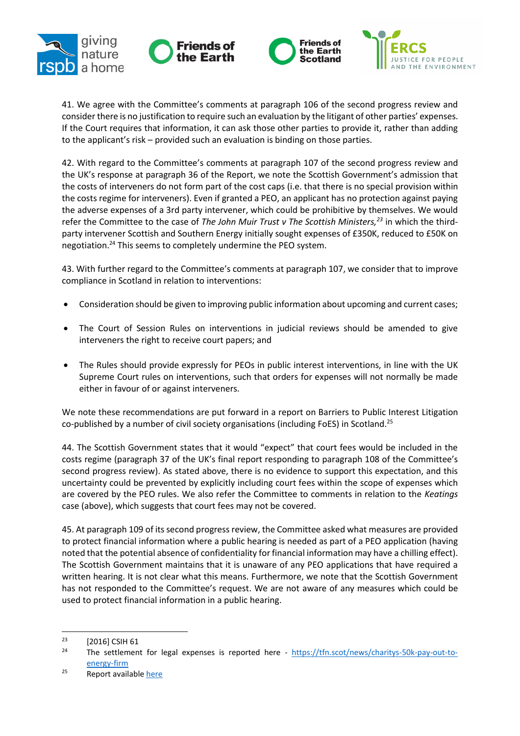41. We agree with the Committee's comments at paragraph 106 of the second progress review and consider there is no justification to require such an evaluation by the litigant of other parties' expenses. If the Court requires that information, it can ask those other parties to provide it, rather than adding to the applicant's risk – provided such an evaluation is binding on those parties.

42. With regard to the Committee's comments at paragraph 107 of the second progress review and the UK's response at paragraph 36 of the Report, we note the Scottish Government's admission that the costs of interveners do not form part of the cost caps (i.e. that there is no special provision within the costs regime for interveners). Even if granted a PEO, an applicant has no protection against paying the adverse expenses of a 3rd party intervener, which could be prohibitive by themselves. We would refer the Committee to the case of *The John Muir Trust v The Scottish Ministers,*[23] in which the third-party intervener Scottish and Southern Energy initially sought expenses of £350K, reduced to £50K on negotiation.[24] This seems to completely undermine the PEO system.

43. With further regard to the Committee's comments at paragraph 107, we consider that to improve compliance in Scotland in relation to interventions:

- Consideration should be given to improving public information about upcoming and current cases;
- The Court of Session Rules on interventions in judicial reviews should be amended to give interveners the right to receive court papers; and
- The Rules should provide expressly for PEOs in public interest interventions, in line with the UK Supreme Court rules on interventions, such that orders for expenses will not normally be made either in favour of or against interveners.

We note these recommendations are put forward in a report on Barriers to Public Interest Litigation co-published by a number of civil society organisations (including FoES) in Scotland.[25]

44. The Scottish Government states that it would "expect" that court fees would be included in the costs regime (paragraph 37 of the UK's final report responding to paragraph 108 of the Committee's second progress review). As stated above, there is no evidence to support this expectation, and this uncertainty could be prevented by explicitly including court fees within the scope of expenses which are covered by the PEO rules. We also refer the Committee to comments in relation to the *Keatings* case (above), which suggests that court fees may not be covered.

45. At paragraph 109 of its second progress review, the Committee asked what measures are provided to protect financial information where a public hearing is needed as part of a PEO application (having noted that the potential absence of confidentiality for financial information may have a chilling effect). The Scottish Government maintains that it is unaware of any PEO applications that have required a written hearing. It is not clear what this means. Furthermore, we note that the Scottish Government has not responded to the Committee's request. We are not aware of any measures which could be used to protect financial information in a public hearing.

---

[23] [2016] CSIH 61

[24] The settlement for legal expenses is reported here - https://tfn.scot/news/charitys-50k-pay-out-to-energy-firm

[25] Report available here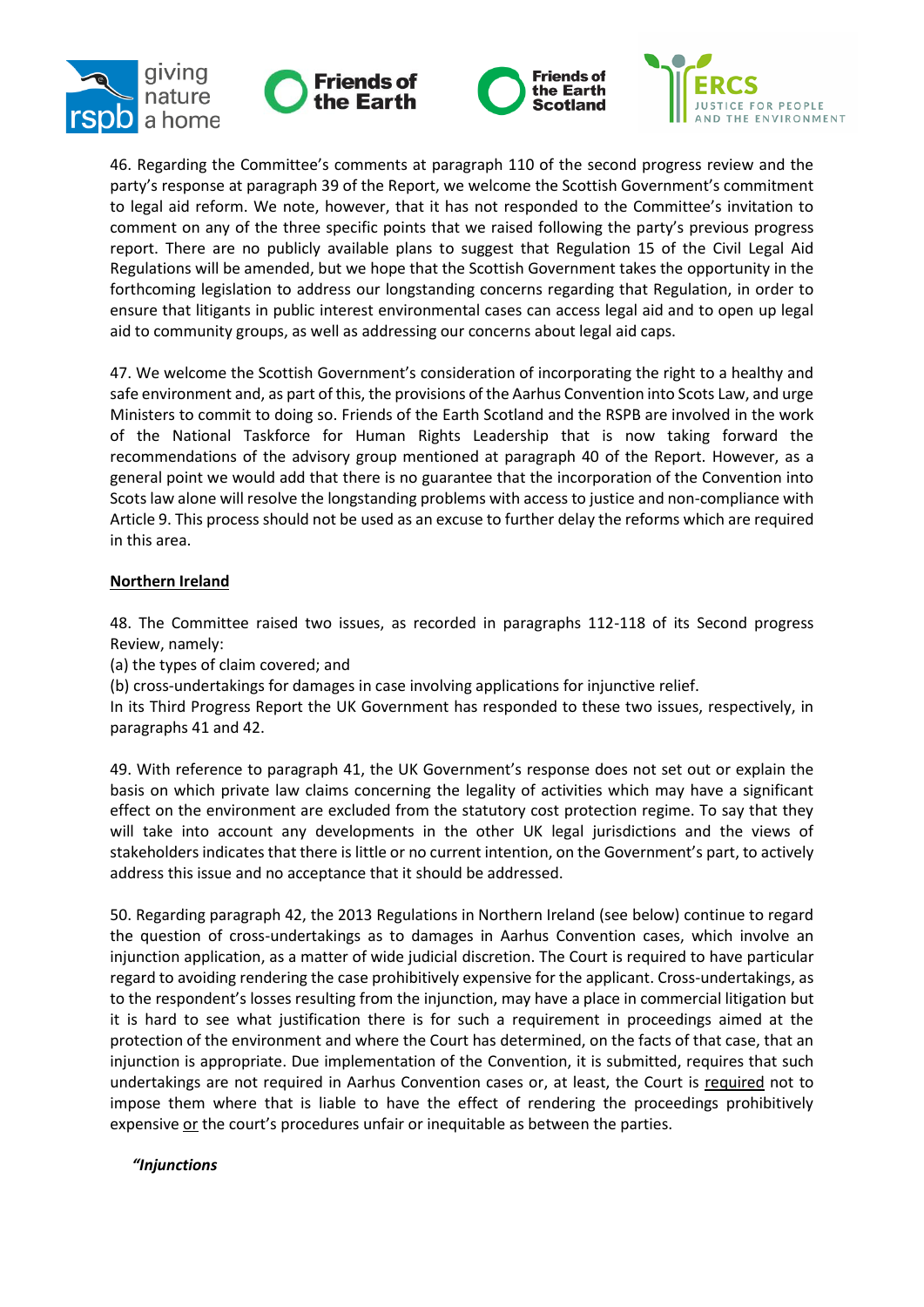46. Regarding the Committee's comments at paragraph 110 of the second progress review and the party's response at paragraph 39 of the Report, we welcome the Scottish Government's commitment to legal aid reform. We note, however, that it has not responded to the Committee's invitation to comment on any of the three specific points that we raised following the party's previous progress report. There are no publicly available plans to suggest that Regulation 15 of the Civil Legal Aid Regulations will be amended, but we hope that the Scottish Government takes the opportunity in the forthcoming legislation to address our longstanding concerns regarding that Regulation, in order to ensure that litigants in public interest environmental cases can access legal aid and to open up legal aid to community groups, as well as addressing our concerns about legal aid caps.

47. We welcome the Scottish Government's consideration of incorporating the right to a healthy and safe environment and, as part of this, the provisions of the Aarhus Convention into Scots Law, and urge Ministers to commit to doing so. Friends of the Earth Scotland and the RSPB are involved in the work of the National Taskforce for Human Rights Leadership that is now taking forward the recommendations of the advisory group mentioned at paragraph 40 of the Report. However, as a general point we would add that there is no guarantee that the incorporation of the Convention into Scots law alone will resolve the longstanding problems with access to justice and non-compliance with Article 9. This process should not be used as an excuse to further delay the reforms which are required in this area.

## Northern Ireland

48. The Committee raised two issues, as recorded in paragraphs 112-118 of its Second progress Review, namely:

(a) the types of claim covered; and

(b) cross-undertakings for damages in case involving applications for injunctive relief.

In its Third Progress Report the UK Government has responded to these two issues, respectively, in paragraphs 41 and 42.

49. With reference to paragraph 41, the UK Government's response does not set out or explain the basis on which private law claims concerning the legality of activities which may have a significant effect on the environment are excluded from the statutory cost protection regime. To say that they will take into account any developments in the other UK legal jurisdictions and the views of stakeholders indicates that there is little or no current intention, on the Government's part, to actively address this issue and no acceptance that it should be addressed.

50. Regarding paragraph 42, the 2013 Regulations in Northern Ireland (see below) continue to regard the question of cross-undertakings as to damages in Aarhus Convention cases, which involve an injunction application, as a matter of wide judicial discretion. The Court is required to have particular regard to avoiding rendering the case prohibitively expensive for the applicant. Cross-undertakings, as to the respondent's losses resulting from the injunction, may have a place in commercial litigation but it is hard to see what justification there is for such a requirement in proceedings aimed at the protection of the environment and where the Court has determined, on the facts of that case, that an injunction is appropriate. Due implementation of the Convention, it is submitted, requires that such undertakings are not required in Aarhus Convention cases or, at least, the Court is <u>required</u> not to impose them where that is liable to have the effect of rendering the proceedings prohibitively expensive <u>or</u> the court's procedures unfair or inequitable as between the parties.

***"Injunctions***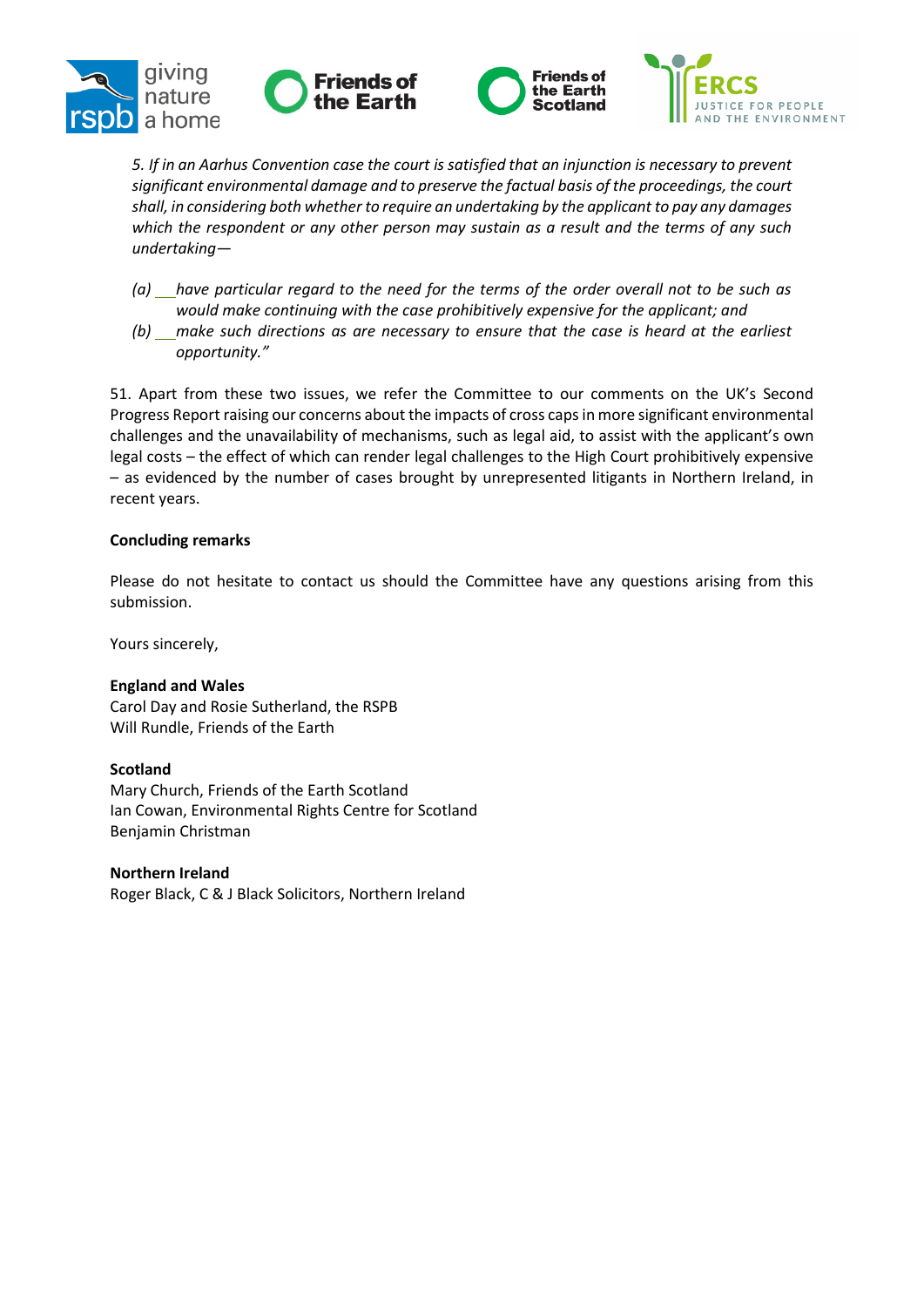*5. If in an Aarhus Convention case the court is satisfied that an injunction is necessary to prevent significant environmental damage and to preserve the factual basis of the proceedings, the court shall, in considering both whether to require an undertaking by the applicant to pay any damages which the respondent or any other person may sustain as a result and the terms of any such undertaking—*

- *(a) have particular regard to the need for the terms of the order overall not to be such as would make continuing with the case prohibitively expensive for the applicant; and*
- *(b) make such directions as are necessary to ensure that the case is heard at the earliest opportunity."*

51. Apart from these two issues, we refer the Committee to our comments on the UK's Second Progress Report raising our concerns about the impacts of cross caps in more significant environmental challenges and the unavailability of mechanisms, such as legal aid, to assist with the applicant's own legal costs – the effect of which can render legal challenges to the High Court prohibitively expensive – as evidenced by the number of cases brought by unrepresented litigants in Northern Ireland, in recent years.

**Concluding remarks**

Please do not hesitate to contact us should the Committee have any questions arising from this submission.

Yours sincerely,

**England and Wales**
Carol Day and Rosie Sutherland, the RSPB
Will Rundle, Friends of the Earth

**Scotland**
Mary Church, Friends of the Earth Scotland
Ian Cowan, Environmental Rights Centre for Scotland
Benjamin Christman

**Northern Ireland**
Roger Black, C & J Black Solicitors, Northern Ireland